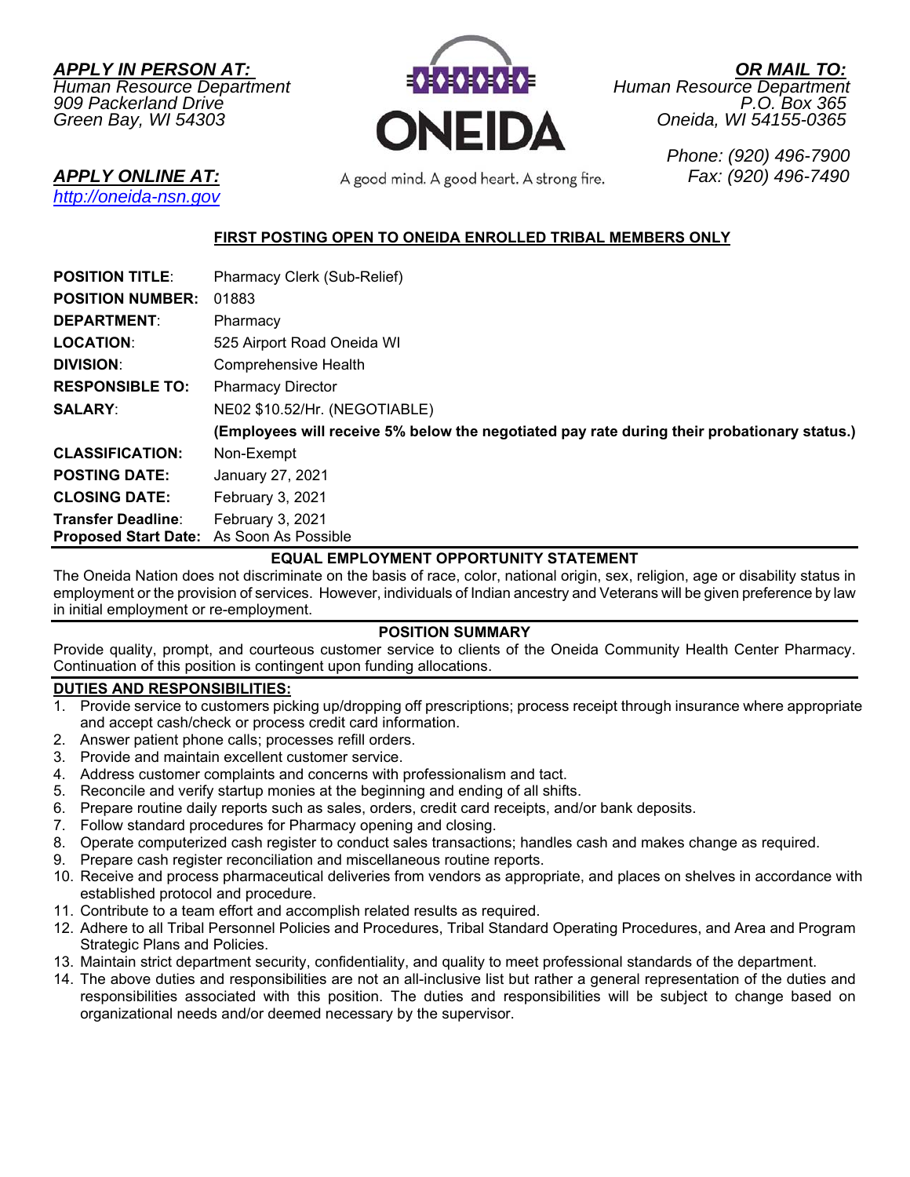***APPLY IN PERSON AT:***
*Human Resource Department*
*909 Packerland Drive*
*Green Bay, WI 54303*

***APPLY ONLINE AT:***
*http://oneida-nsn.gov*

ONEIDA

A good mind. A good heart. A strong fire.

***OR MAIL TO:***
*Human Resource Department*
*P.O. Box 365*
*Oneida, WI 54155-0365*

*Phone: (920) 496-7900*
*Fax: (920) 496-7490*

**FIRST POSTING OPEN TO ONEIDA ENROLLED TRIBAL MEMBERS ONLY**

| | |
|---|---|
| **POSITION TITLE**: | Pharmacy Clerk (Sub-Relief) |
| **POSITION NUMBER:** | 01883 |
| **DEPARTMENT**: | Pharmacy |
| **LOCATION**: | 525 Airport Road Oneida WI |
| **DIVISION**: | Comprehensive Health |
| **RESPONSIBLE TO:** | Pharmacy Director |
| **SALARY**: | NE02 $10.52/Hr. (NEGOTIABLE) |
| | **(Employees will receive 5% below the negotiated pay rate during their probationary status.)** |
| **CLASSIFICATION:** | Non-Exempt |
| **POSTING DATE:** | January 27, 2021 |
| **CLOSING DATE:** | February 3, 2021 |
| **Transfer Deadline**: | February 3, 2021 |
| **Proposed Start Date:** | As Soon As Possible |

**EQUAL EMPLOYMENT OPPORTUNITY STATEMENT**

The Oneida Nation does not discriminate on the basis of race, color, national origin, sex, religion, age or disability status in employment or the provision of services. However, individuals of Indian ancestry and Veterans will be given preference by law in initial employment or re-employment.

**POSITION SUMMARY**

Provide quality, prompt, and courteous customer service to clients of the Oneida Community Health Center Pharmacy. Continuation of this position is contingent upon funding allocations.

**DUTIES AND RESPONSIBILITIES:**

1. Provide service to customers picking up/dropping off prescriptions; process receipt through insurance where appropriate and accept cash/check or process credit card information.
2. Answer patient phone calls; processes refill orders.
3. Provide and maintain excellent customer service.
4. Address customer complaints and concerns with professionalism and tact.
5. Reconcile and verify startup monies at the beginning and ending of all shifts.
6. Prepare routine daily reports such as sales, orders, credit card receipts, and/or bank deposits.
7. Follow standard procedures for Pharmacy opening and closing.
8. Operate computerized cash register to conduct sales transactions; handles cash and makes change as required.
9. Prepare cash register reconciliation and miscellaneous routine reports.
10. Receive and process pharmaceutical deliveries from vendors as appropriate, and places on shelves in accordance with established protocol and procedure.
11. Contribute to a team effort and accomplish related results as required.
12. Adhere to all Tribal Personnel Policies and Procedures, Tribal Standard Operating Procedures, and Area and Program Strategic Plans and Policies.
13. Maintain strict department security, confidentiality, and quality to meet professional standards of the department.
14. The above duties and responsibilities are not an all-inclusive list but rather a general representation of the duties and responsibilities associated with this position. The duties and responsibilities will be subject to change based on organizational needs and/or deemed necessary by the supervisor.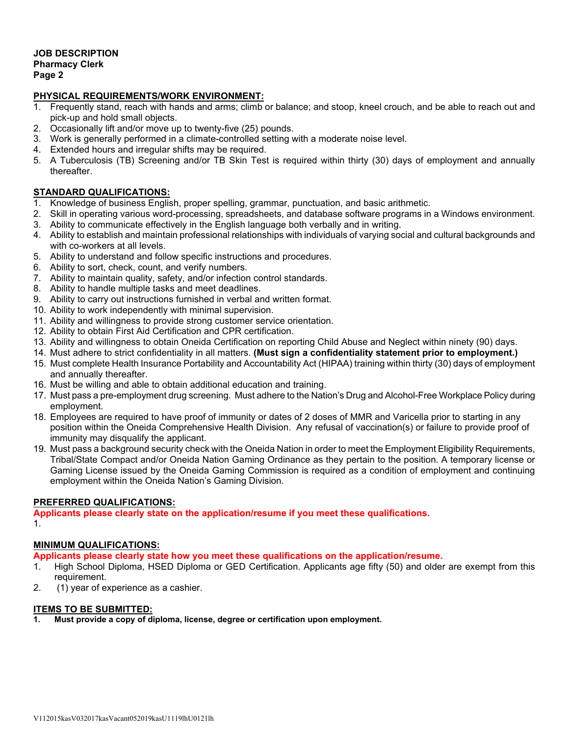**JOB DESCRIPTION**
**Pharmacy Clerk**
**Page 2**

## PHYSICAL REQUIREMENTS/WORK ENVIRONMENT:

1. Frequently stand, reach with hands and arms; climb or balance; and stoop, kneel crouch, and be able to reach out and pick-up and hold small objects.
2. Occasionally lift and/or move up to twenty-five (25) pounds.
3. Work is generally performed in a climate-controlled setting with a moderate noise level.
4. Extended hours and irregular shifts may be required.
5. A Tuberculosis (TB) Screening and/or TB Skin Test is required within thirty (30) days of employment and annually thereafter.

## STANDARD QUALIFICATIONS:

1. Knowledge of business English, proper spelling, grammar, punctuation, and basic arithmetic.
2. Skill in operating various word-processing, spreadsheets, and database software programs in a Windows environment.
3. Ability to communicate effectively in the English language both verbally and in writing.
4. Ability to establish and maintain professional relationships with individuals of varying social and cultural backgrounds and with co-workers at all levels.
5. Ability to understand and follow specific instructions and procedures.
6. Ability to sort, check, count, and verify numbers.
7. Ability to maintain quality, safety, and/or infection control standards.
8. Ability to handle multiple tasks and meet deadlines.
9. Ability to carry out instructions furnished in verbal and written format.
10. Ability to work independently with minimal supervision.
11. Ability and willingness to provide strong customer service orientation.
12. Ability to obtain First Aid Certification and CPR certification.
13. Ability and willingness to obtain Oneida Certification on reporting Child Abuse and Neglect within ninety (90) days.
14. Must adhere to strict confidentiality in all matters. **(Must sign a confidentiality statement prior to employment.)**
15. Must complete Health Insurance Portability and Accountability Act (HIPAA) training within thirty (30) days of employment and annually thereafter.
16. Must be willing and able to obtain additional education and training.
17. Must pass a pre-employment drug screening. Must adhere to the Nation's Drug and Alcohol-Free Workplace Policy during employment.
18. Employees are required to have proof of immunity or dates of 2 doses of MMR and Varicella prior to starting in any position within the Oneida Comprehensive Health Division. Any refusal of vaccination(s) or failure to provide proof of immunity may disqualify the applicant.
19. Must pass a background security check with the Oneida Nation in order to meet the Employment Eligibility Requirements, Tribal/State Compact and/or Oneida Nation Gaming Ordinance as they pertain to the position. A temporary license or Gaming License issued by the Oneida Gaming Commission is required as a condition of employment and continuing employment within the Oneida Nation's Gaming Division.

## PREFERRED QUALIFICATIONS:

**Applicants please clearly state on the application/resume if you meet these qualifications.**

1.

## MINIMUM QUALIFICATIONS:

**Applicants please clearly state how you meet these qualifications on the application/resume.**

1. High School Diploma, HSED Diploma or GED Certification. Applicants age fifty (50) and older are exempt from this requirement.
2. (1) year of experience as a cashier.

## ITEMS TO BE SUBMITTED:

1. **Must provide a copy of diploma, license, degree or certification upon employment.**

V112015kasV032017kasVacant052019kasU1119lhU0121lh